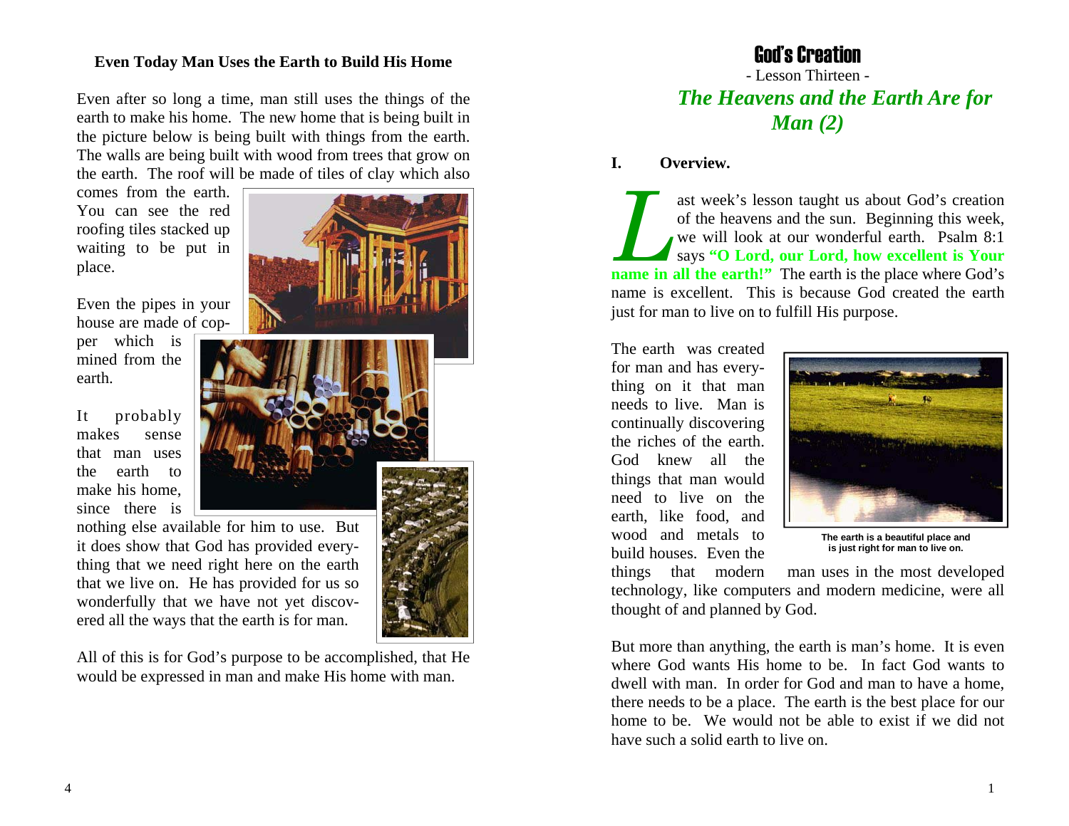## Even Today Man Uses the Earth to Build His Home

Even after so long a time, man still uses the things of the earth to make his home. The new home that is being built in the picture below is being built with things from the earth. The walls are being built with wood from trees that grow on the earth. The roof will be made of tiles of clay which also comes from the earth. You can see the red roofing tiles stacked up waiting to be put in place.

Even the pipes in your house are made of copper which is mined from the earth.

It probably makes sense that man uses the earth to make his home, since there is nothing else available for him to use. But it does show that God has provided everything that we need right here on the earth that we live on. He has provided for us so wonderfully that we have not yet discovered all the ways that the earth is for man.

All of this is for God's purpose to be accomplished, that He would be expressed in man and make His home with man.

# God's Creation

- Lesson Thirteen -

## *The Heavens and the Earth Are for Man (2)*

### I. Overview.

Last week's lesson taught us about God's creation of the heavens and the sun. Beginning this week, we will look at our wonderful earth. Psalm 8:1 says **"O Lord, our Lord, how excellent is Your name in all the earth!"** The earth is the place where God's name is excellent. This is because God created the earth just for man to live on to fulfill His purpose.

The earth was created for man and has everything on it that man needs to live. Man is continually discovering the riches of the earth. God knew all the things that man would need to live on the earth, like food, and wood and metals to build houses. Even the things that modern man uses in the most developed technology, like computers and modern medicine, were all thought of and planned by God.

The earth is a beautiful place and is just right for man to live on.

But more than anything, the earth is man's home. It is even where God wants His home to be. In fact God wants to dwell with man. In order for God and man to have a home, there needs to be a place. The earth is the best place for our home to be. We would not be able to exist if we did not have such a solid earth to live on.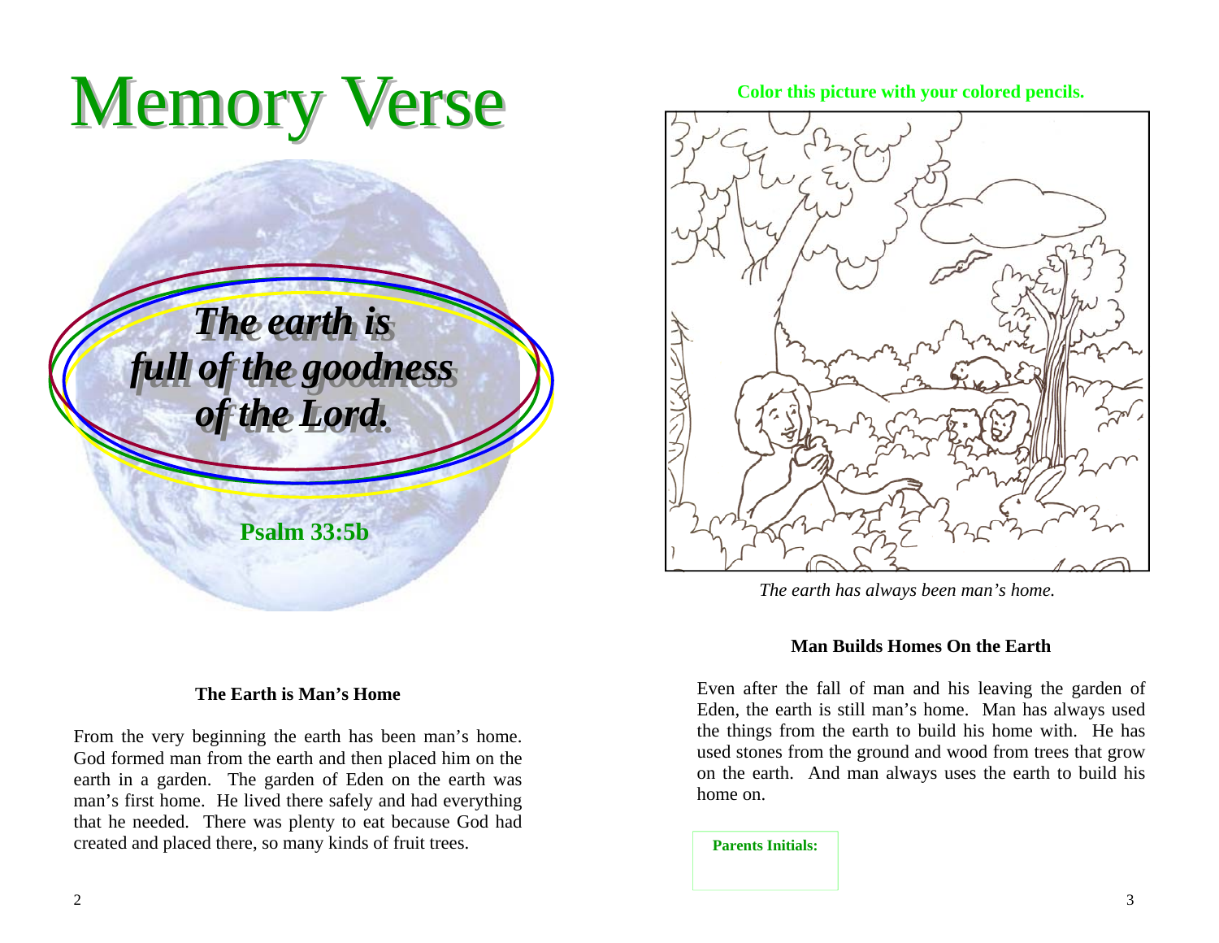# Memory Verse

***The earth is full of the goodness of the Lord.***

**Psalm 33:5b**

### The Earth is Man's Home

From the very beginning the earth has been man's home. God formed man from the earth and then placed him on the earth in a garden. The garden of Eden on the earth was man's first home. He lived there safely and had everything that he needed. There was plenty to eat because God had created and placed there, so many kinds of fruit trees.

**Color this picture with your colored pencils.**

*The earth has always been man's home.*

### Man Builds Homes On the Earth

Even after the fall of man and his leaving the garden of Eden, the earth is still man's home. Man has always used the things from the earth to build his home with. He has used stones from the ground and wood from trees that grow on the earth. And man always uses the earth to build his home on.

**Parents Initials:**